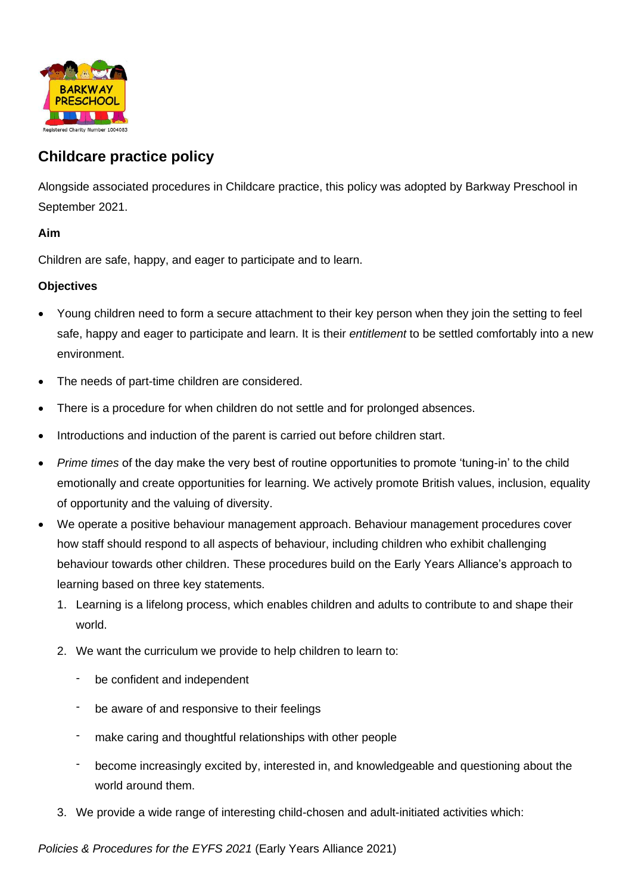## Childcare practice policy

Alongside associated procedures in Childcare practice, this policy was adopted by Barkway Preschool in September 2021.

**Aim**

Children are safe, happy, and eager to participate and to learn.

**Objectives**

- Young children need to form a secure attachment to their key person when they join the setting to feel safe, happy and eager to participate and learn. It is their *entitlement* to be settled comfortably into a new environment.
- The needs of part-time children are considered.
- There is a procedure for when children do not settle and for prolonged absences.
- Introductions and induction of the parent is carried out before children start.
- *Prime times* of the day make the very best of routine opportunities to promote 'tuning-in' to the child emotionally and create opportunities for learning. We actively promote British values, inclusion, equality of opportunity and the valuing of diversity.
- We operate a positive behaviour management approach. Behaviour management procedures cover how staff should respond to all aspects of behaviour, including children who exhibit challenging behaviour towards other children. These procedures build on the Early Years Alliance's approach to learning based on three key statements.
  1. Learning is a lifelong process, which enables children and adults to contribute to and shape their world.
  2. We want the curriculum we provide to help children to learn to:
     - be confident and independent
     - be aware of and responsive to their feelings
     - make caring and thoughtful relationships with other people
     - become increasingly excited by, interested in, and knowledgeable and questioning about the world around them.
  3. We provide a wide range of interesting child-chosen and adult-initiated activities which: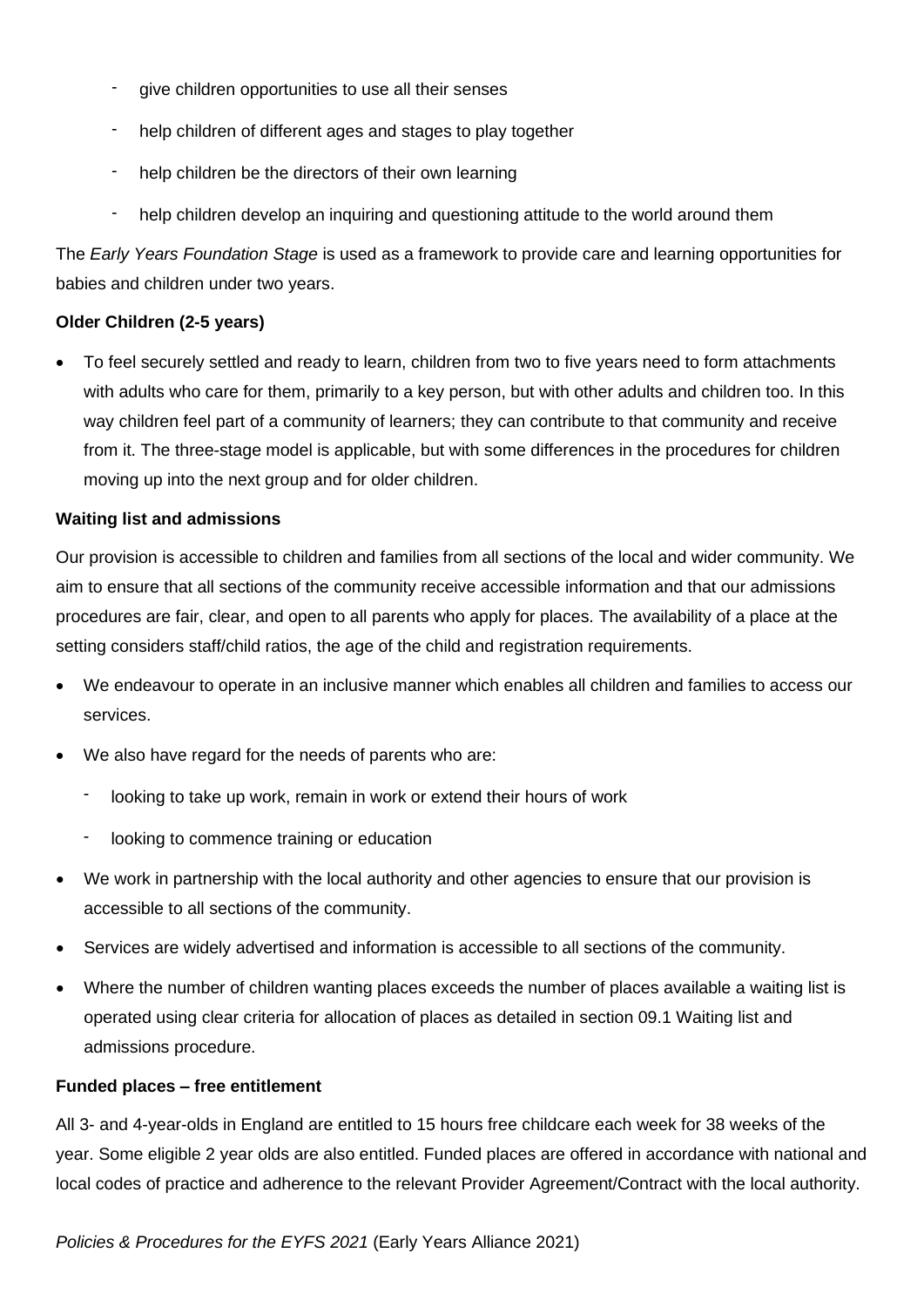- give children opportunities to use all their senses
- help children of different ages and stages to play together
- help children be the directors of their own learning
- help children develop an inquiring and questioning attitude to the world around them

The *Early Years Foundation Stage* is used as a framework to provide care and learning opportunities for babies and children under two years.

**Older Children (2-5 years)**

- To feel securely settled and ready to learn, children from two to five years need to form attachments with adults who care for them, primarily to a key person, but with other adults and children too. In this way children feel part of a community of learners; they can contribute to that community and receive from it. The three-stage model is applicable, but with some differences in the procedures for children moving up into the next group and for older children.

**Waiting list and admissions**

Our provision is accessible to children and families from all sections of the local and wider community. We aim to ensure that all sections of the community receive accessible information and that our admissions procedures are fair, clear, and open to all parents who apply for places. The availability of a place at the setting considers staff/child ratios, the age of the child and registration requirements.

- We endeavour to operate in an inclusive manner which enables all children and families to access our services.
- We also have regard for the needs of parents who are:
  - looking to take up work, remain in work or extend their hours of work
  - looking to commence training or education
- We work in partnership with the local authority and other agencies to ensure that our provision is accessible to all sections of the community.
- Services are widely advertised and information is accessible to all sections of the community.
- Where the number of children wanting places exceeds the number of places available a waiting list is operated using clear criteria for allocation of places as detailed in section 09.1 Waiting list and admissions procedure.

**Funded places – free entitlement**

All 3- and 4-year-olds in England are entitled to 15 hours free childcare each week for 38 weeks of the year. Some eligible 2 year olds are also entitled. Funded places are offered in accordance with national and local codes of practice and adherence to the relevant Provider Agreement/Contract with the local authority.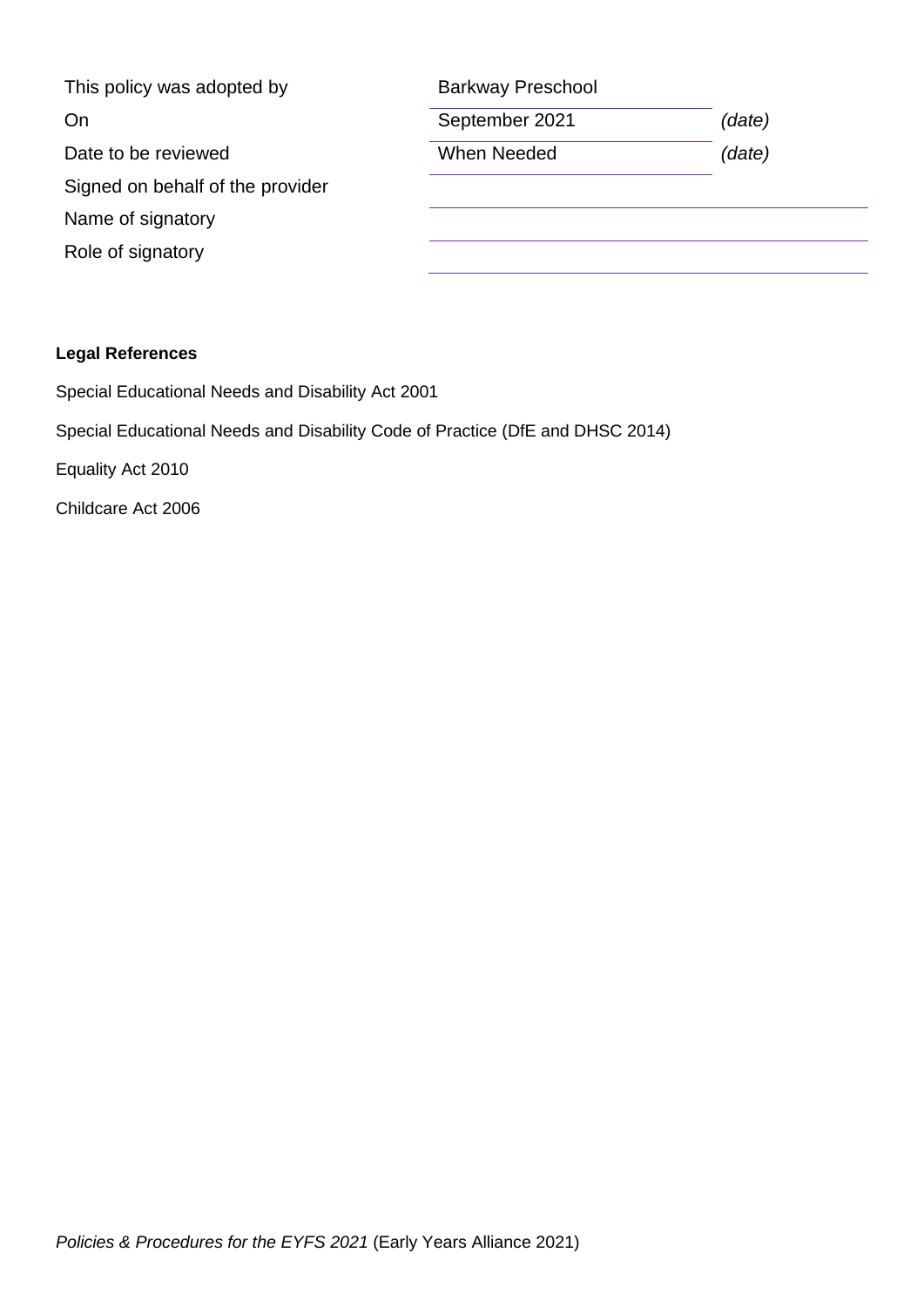| | | |
|---|---|---|
| This policy was adopted by | Barkway Preschool | |
| On | September 2021 | *(date)* |
| Date to be reviewed | When Needed | *(date)* |
| Signed on behalf of the provider | | |
| Name of signatory | | |
| Role of signatory | | |

**Legal References**

Special Educational Needs and Disability Act 2001

Special Educational Needs and Disability Code of Practice (DfE and DHSC 2014)

Equality Act 2010

Childcare Act 2006

*Policies & Procedures for the EYFS 2021* (Early Years Alliance 2021)